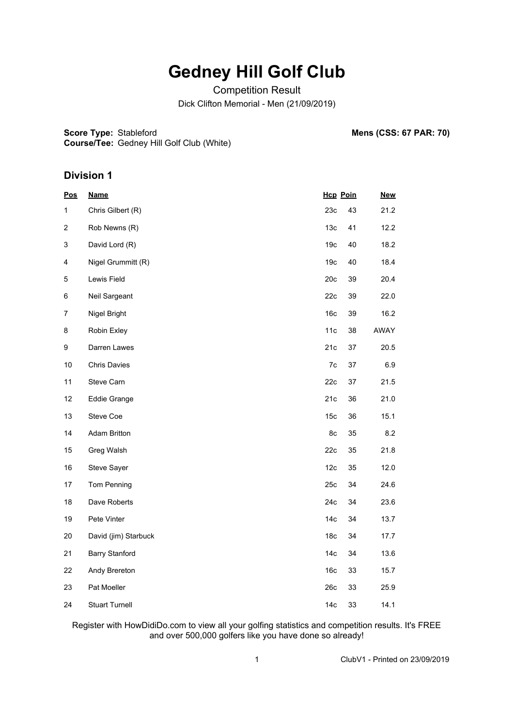# Gedney Hill Golf Club

Competition Result

Dick Clifton Memorial - Men (21/09/2019)

**Score Type:** Stableford
**Course/Tee:** Gedney Hill Golf Club (White)

**Mens (CSS: 67 PAR: 70)**

## Division 1

| Pos | Name | Hcp | Poin | New |
|---|---|---|---|---|
| 1 | Chris Gilbert (R) | 23c | 43 | 21.2 |
| 2 | Rob Newns (R) | 13c | 41 | 12.2 |
| 3 | David Lord (R) | 19c | 40 | 18.2 |
| 4 | Nigel Grummitt (R) | 19c | 40 | 18.4 |
| 5 | Lewis Field | 20c | 39 | 20.4 |
| 6 | Neil Sargeant | 22c | 39 | 22.0 |
| 7 | Nigel Bright | 16c | 39 | 16.2 |
| 8 | Robin Exley | 11c | 38 | AWAY |
| 9 | Darren Lawes | 21c | 37 | 20.5 |
| 10 | Chris Davies | 7c | 37 | 6.9 |
| 11 | Steve Carn | 22c | 37 | 21.5 |
| 12 | Eddie Grange | 21c | 36 | 21.0 |
| 13 | Steve Coe | 15c | 36 | 15.1 |
| 14 | Adam Britton | 8c | 35 | 8.2 |
| 15 | Greg Walsh | 22c | 35 | 21.8 |
| 16 | Steve Sayer | 12c | 35 | 12.0 |
| 17 | Tom Penning | 25c | 34 | 24.6 |
| 18 | Dave Roberts | 24c | 34 | 23.6 |
| 19 | Pete Vinter | 14c | 34 | 13.7 |
| 20 | David (jim) Starbuck | 18c | 34 | 17.7 |
| 21 | Barry Stanford | 14c | 34 | 13.6 |
| 22 | Andy Brereton | 16c | 33 | 15.7 |
| 23 | Pat Moeller | 26c | 33 | 25.9 |
| 24 | Stuart Turnell | 14c | 33 | 14.1 |

Register with HowDidiDo.com to view all your golfing statistics and competition results. It's FREE and over 500,000 golfers like you have done so already!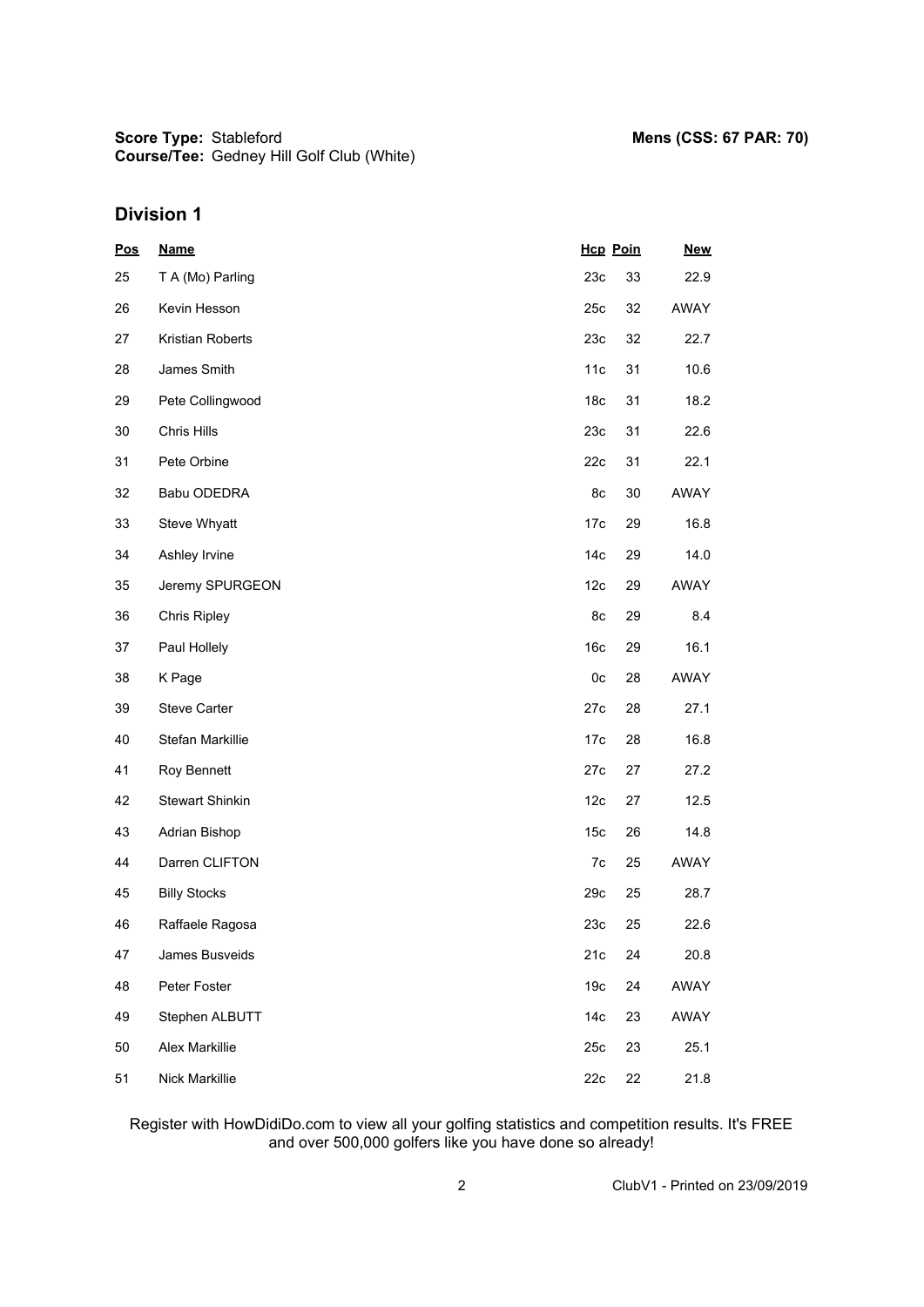**Score Type:** Stableford
**Course/Tee:** Gedney Hill Golf Club (White)

**Mens (CSS: 67 PAR: 70)**

## Division 1

| Pos | Name | Hcp | Poin | New |
|---|---|---|---|---|
| 25 | T A (Mo) Parling | 23c | 33 | 22.9 |
| 26 | Kevin Hesson | 25c | 32 | AWAY |
| 27 | Kristian Roberts | 23c | 32 | 22.7 |
| 28 | James Smith | 11c | 31 | 10.6 |
| 29 | Pete Collingwood | 18c | 31 | 18.2 |
| 30 | Chris Hills | 23c | 31 | 22.6 |
| 31 | Pete Orbine | 22c | 31 | 22.1 |
| 32 | Babu ODEDRA | 8c | 30 | AWAY |
| 33 | Steve Whyatt | 17c | 29 | 16.8 |
| 34 | Ashley Irvine | 14c | 29 | 14.0 |
| 35 | Jeremy SPURGEON | 12c | 29 | AWAY |
| 36 | Chris Ripley | 8c | 29 | 8.4 |
| 37 | Paul Hollely | 16c | 29 | 16.1 |
| 38 | K Page | 0c | 28 | AWAY |
| 39 | Steve Carter | 27c | 28 | 27.1 |
| 40 | Stefan Markillie | 17c | 28 | 16.8 |
| 41 | Roy Bennett | 27c | 27 | 27.2 |
| 42 | Stewart Shinkin | 12c | 27 | 12.5 |
| 43 | Adrian Bishop | 15c | 26 | 14.8 |
| 44 | Darren CLIFTON | 7c | 25 | AWAY |
| 45 | Billy Stocks | 29c | 25 | 28.7 |
| 46 | Raffaele Ragosa | 23c | 25 | 22.6 |
| 47 | James Busveids | 21c | 24 | 20.8 |
| 48 | Peter Foster | 19c | 24 | AWAY |
| 49 | Stephen ALBUTT | 14c | 23 | AWAY |
| 50 | Alex Markillie | 25c | 23 | 25.1 |
| 51 | Nick Markillie | 22c | 22 | 21.8 |

Register with HowDidiDo.com to view all your golfing statistics and competition results. It's FREE and over 500,000 golfers like you have done so already!

ClubV1 - Printed on 23/09/2019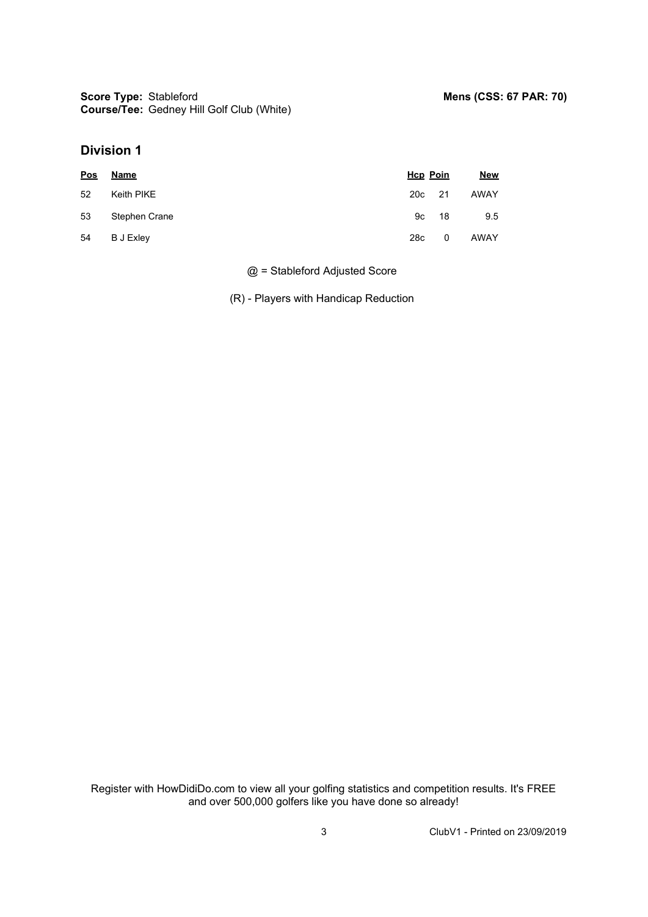**Score Type:** Stableford
**Course/Tee:** Gedney Hill Golf Club (White)

**Mens (CSS: 67 PAR: 70)**

## Division 1

| Pos | Name | Hcp | Poin | New |
| --- | --- | --- | --- | --- |
| 52 | Keith PIKE | 20c | 21 | AWAY |
| 53 | Stephen Crane | 9c | 18 | 9.5 |
| 54 | B J Exley | 28c | 0 | AWAY |

@ = Stableford Adjusted Score

(R) - Players with Handicap Reduction

Register with HowDidiDo.com to view all your golfing statistics and competition results. It's FREE and over 500,000 golfers like you have done so already!

ClubV1 - Printed on 23/09/2019